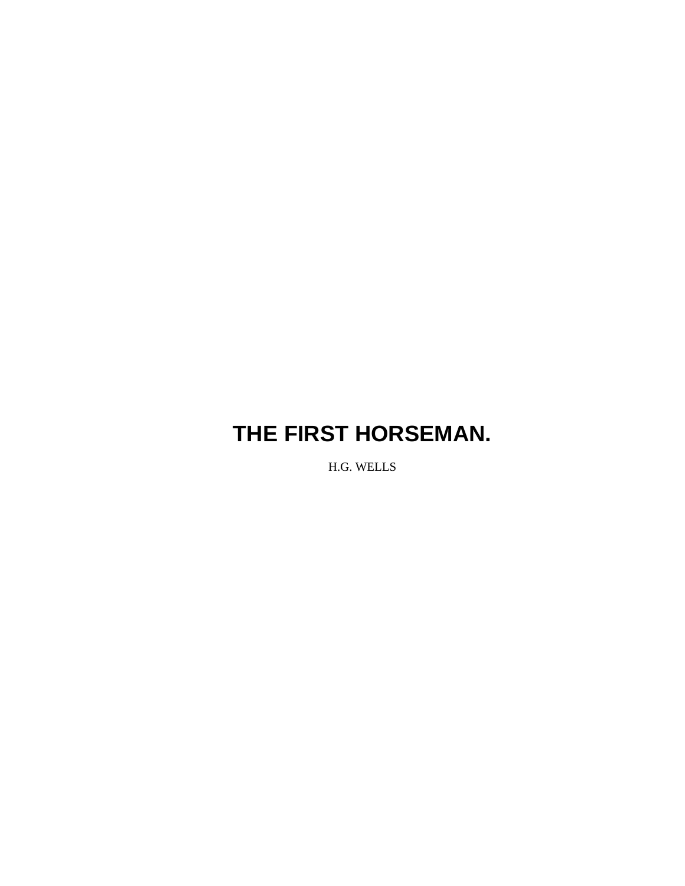# THE FIRST HORSEMAN.

H.G. WELLS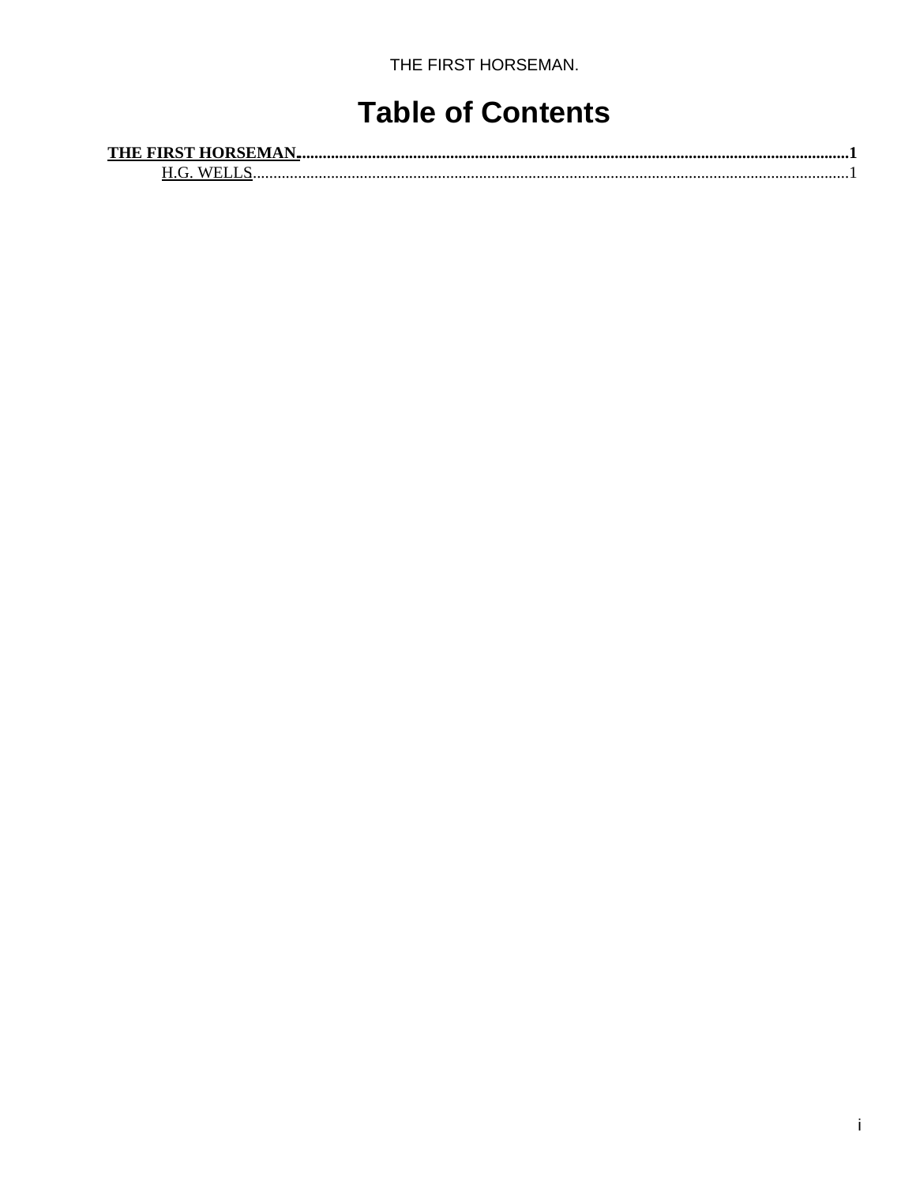# Table of Contents

**THE FIRST HORSEMAN.**......................................................................................................................................**1**

H.G. WELLS...........................................................................................................................................1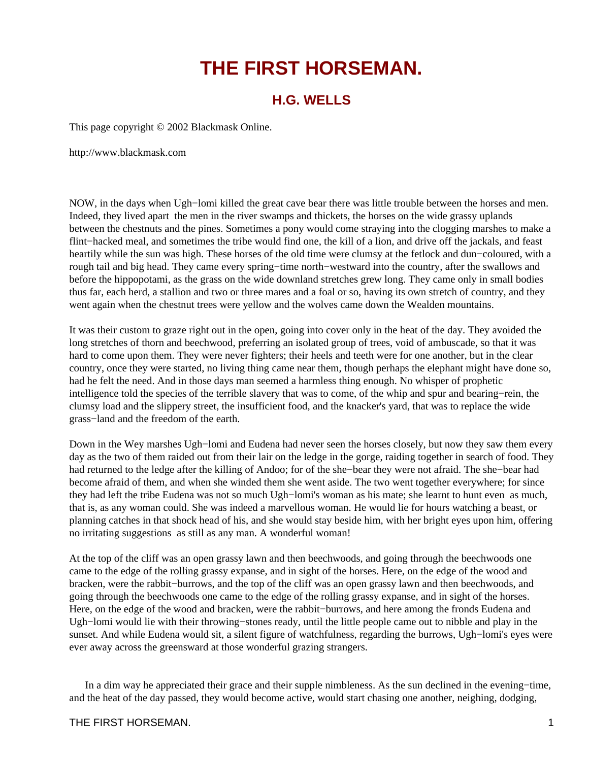# THE FIRST HORSEMAN.

## H.G. WELLS

This page copyright © 2002 Blackmask Online.

http://www.blackmask.com

NOW, in the days when Ugh−lomi killed the great cave bear there was little trouble between the horses and men. Indeed, they lived apart  the men in the river swamps and thickets, the horses on the wide grassy uplands between the chestnuts and the pines. Sometimes a pony would come straying into the clogging marshes to make a flint−hacked meal, and sometimes the tribe would find one, the kill of a lion, and drive off the jackals, and feast heartily while the sun was high. These horses of the old time were clumsy at the fetlock and dun−coloured, with a rough tail and big head. They came every spring−time north−westward into the country, after the swallows and before the hippopotami, as the grass on the wide downland stretches grew long. They came only in small bodies thus far, each herd, a stallion and two or three mares and a foal or so, having its own stretch of country, and they went again when the chestnut trees were yellow and the wolves came down the Wealden mountains.

It was their custom to graze right out in the open, going into cover only in the heat of the day. They avoided the long stretches of thorn and beechwood, preferring an isolated group of trees, void of ambuscade, so that it was hard to come upon them. They were never fighters; their heels and teeth were for one another, but in the clear country, once they were started, no living thing came near them, though perhaps the elephant might have done so, had he felt the need. And in those days man seemed a harmless thing enough. No whisper of prophetic intelligence told the species of the terrible slavery that was to come, of the whip and spur and bearing−rein, the clumsy load and the slippery street, the insufficient food, and the knacker's yard, that was to replace the wide grass−land and the freedom of the earth.

Down in the Wey marshes Ugh−lomi and Eudena had never seen the horses closely, but now they saw them every day as the two of them raided out from their lair on the ledge in the gorge, raiding together in search of food. They had returned to the ledge after the killing of Andoo; for of the she−bear they were not afraid. The she−bear had become afraid of them, and when she winded them she went aside. The two went together everywhere; for since they had left the tribe Eudena was not so much Ugh−lomi's woman as his mate; she learnt to hunt even  as much, that is, as any woman could. She was indeed a marvellous woman. He would lie for hours watching a beast, or planning catches in that shock head of his, and she would stay beside him, with her bright eyes upon him, offering no irritating suggestions  as still as any man. A wonderful woman!

At the top of the cliff was an open grassy lawn and then beechwoods, and going through the beechwoods one came to the edge of the rolling grassy expanse, and in sight of the horses. Here, on the edge of the wood and bracken, were the rabbit−burrows, and the top of the cliff was an open grassy lawn and then beechwoods, and going through the beechwoods one came to the edge of the rolling grassy expanse, and in sight of the horses. Here, on the edge of the wood and bracken, were the rabbit−burrows, and here among the fronds Eudena and Ugh−lomi would lie with their throwing−stones ready, until the little people came out to nibble and play in the sunset. And while Eudena would sit, a silent figure of watchfulness, regarding the burrows, Ugh−lomi's eyes were ever away across the greensward at those wonderful grazing strangers.

In a dim way he appreciated their grace and their supple nimbleness. As the sun declined in the evening−time, and the heat of the day passed, they would become active, would start chasing one another, neighing, dodging,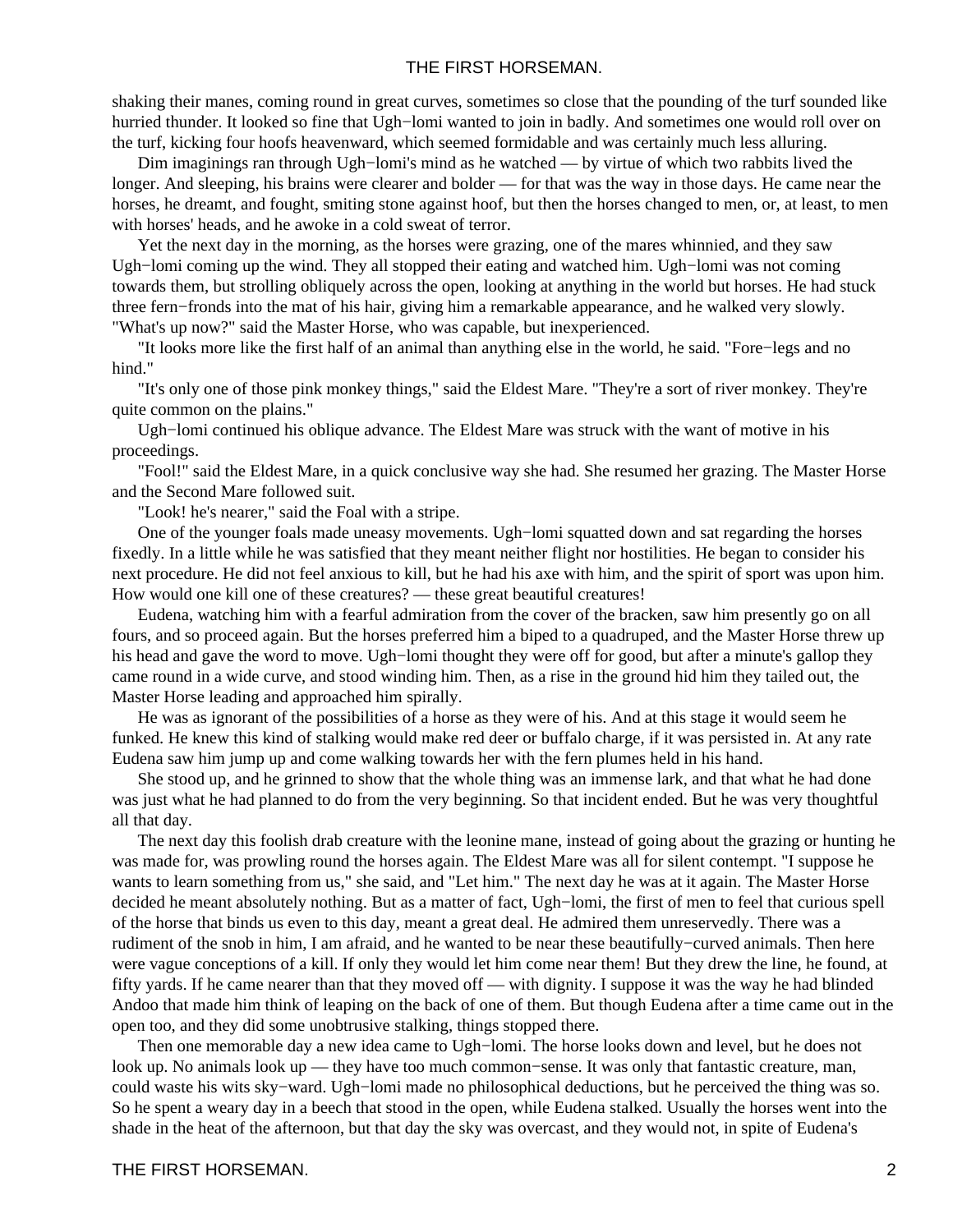shaking their manes, coming round in great curves, sometimes so close that the pounding of the turf sounded like hurried thunder. It looked so fine that Ugh−lomi wanted to join in badly. And sometimes one would roll over on the turf, kicking four hoofs heavenward, which seemed formidable and was certainly much less alluring.

Dim imaginings ran through Ugh−lomi's mind as he watched — by virtue of which two rabbits lived the longer. And sleeping, his brains were clearer and bolder — for that was the way in those days. He came near the horses, he dreamt, and fought, smiting stone against hoof, but then the horses changed to men, or, at least, to men with horses' heads, and he awoke in a cold sweat of terror.

Yet the next day in the morning, as the horses were grazing, one of the mares whinnied, and they saw Ugh−lomi coming up the wind. They all stopped their eating and watched him. Ugh−lomi was not coming towards them, but strolling obliquely across the open, looking at anything in the world but horses. He had stuck three fern−fronds into the mat of his hair, giving him a remarkable appearance, and he walked very slowly. "What's up now?" said the Master Horse, who was capable, but inexperienced.

"It looks more like the first half of an animal than anything else in the world, he said. "Fore−legs and no hind."

"It's only one of those pink monkey things," said the Eldest Mare. "They're a sort of river monkey. They're quite common on the plains."

Ugh−lomi continued his oblique advance. The Eldest Mare was struck with the want of motive in his proceedings.

"Fool!" said the Eldest Mare, in a quick conclusive way she had. She resumed her grazing. The Master Horse and the Second Mare followed suit.

"Look! he's nearer," said the Foal with a stripe.

One of the younger foals made uneasy movements. Ugh−lomi squatted down and sat regarding the horses fixedly. In a little while he was satisfied that they meant neither flight nor hostilities. He began to consider his next procedure. He did not feel anxious to kill, but he had his axe with him, and the spirit of sport was upon him. How would one kill one of these creatures? — these great beautiful creatures!

Eudena, watching him with a fearful admiration from the cover of the bracken, saw him presently go on all fours, and so proceed again. But the horses preferred him a biped to a quadruped, and the Master Horse threw up his head and gave the word to move. Ugh−lomi thought they were off for good, but after a minute's gallop they came round in a wide curve, and stood winding him. Then, as a rise in the ground hid him they tailed out, the Master Horse leading and approached him spirally.

He was as ignorant of the possibilities of a horse as they were of his. And at this stage it would seem he funked. He knew this kind of stalking would make red deer or buffalo charge, if it was persisted in. At any rate Eudena saw him jump up and come walking towards her with the fern plumes held in his hand.

She stood up, and he grinned to show that the whole thing was an immense lark, and that what he had done was just what he had planned to do from the very beginning. So that incident ended. But he was very thoughtful all that day.

The next day this foolish drab creature with the leonine mane, instead of going about the grazing or hunting he was made for, was prowling round the horses again. The Eldest Mare was all for silent contempt. "I suppose he wants to learn something from us," she said, and "Let him." The next day he was at it again. The Master Horse decided he meant absolutely nothing. But as a matter of fact, Ugh−lomi, the first of men to feel that curious spell of the horse that binds us even to this day, meant a great deal. He admired them unreservedly. There was a rudiment of the snob in him, I am afraid, and he wanted to be near these beautifully−curved animals. Then here were vague conceptions of a kill. If only they would let him come near them! But they drew the line, he found, at fifty yards. If he came nearer than that they moved off — with dignity. I suppose it was the way he had blinded Andoo that made him think of leaping on the back of one of them. But though Eudena after a time came out in the open too, and they did some unobtrusive stalking, things stopped there.

Then one memorable day a new idea came to Ugh−lomi. The horse looks down and level, but he does not look up. No animals look up — they have too much common−sense. It was only that fantastic creature, man, could waste his wits sky−ward. Ugh−lomi made no philosophical deductions, but he perceived the thing was so. So he spent a weary day in a beech that stood in the open, while Eudena stalked. Usually the horses went into the shade in the heat of the afternoon, but that day the sky was overcast, and they would not, in spite of Eudena's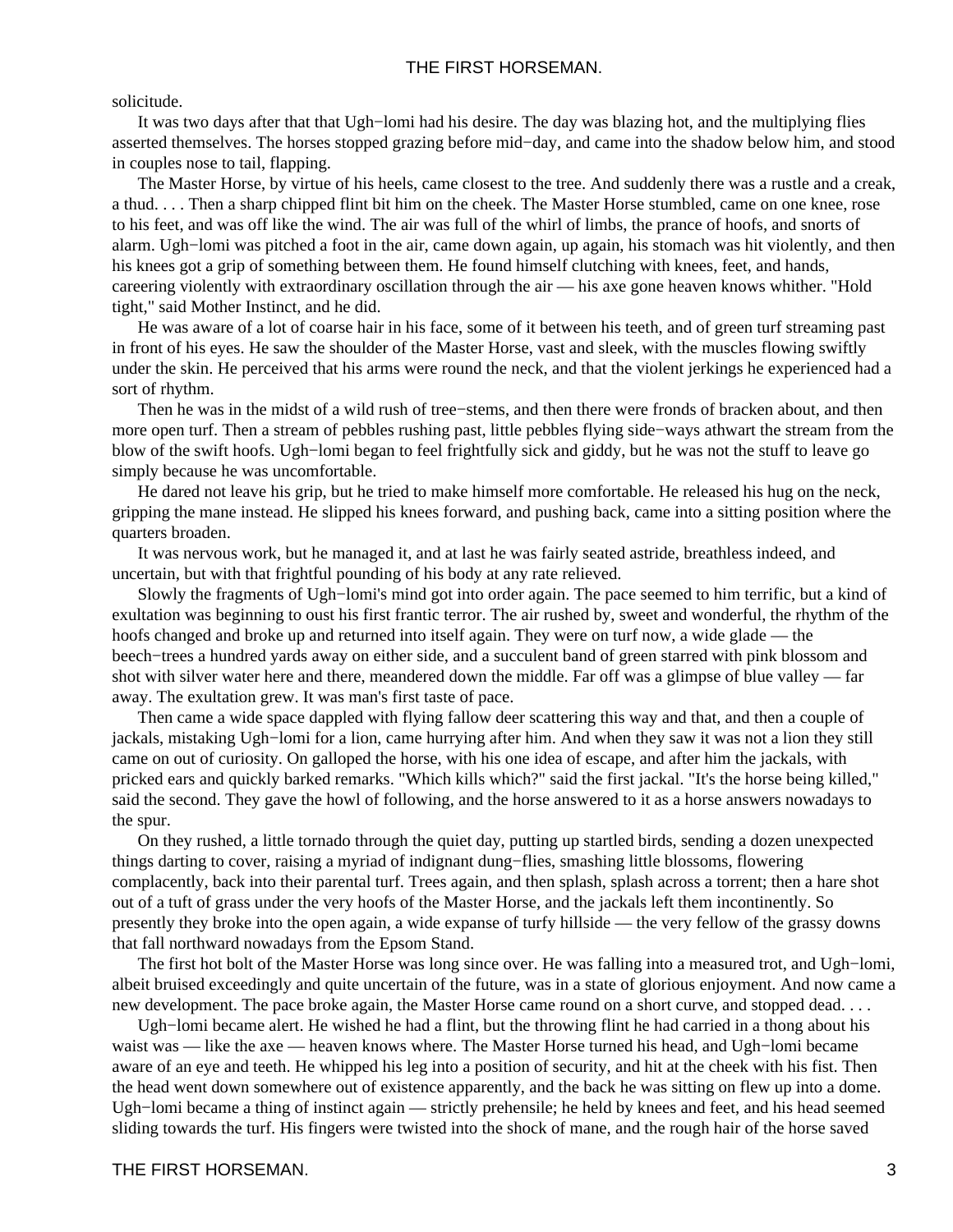solicitude.

It was two days after that that Ugh−lomi had his desire. The day was blazing hot, and the multiplying flies asserted themselves. The horses stopped grazing before mid−day, and came into the shadow below him, and stood in couples nose to tail, flapping.

The Master Horse, by virtue of his heels, came closest to the tree. And suddenly there was a rustle and a creak, a thud. . . . Then a sharp chipped flint bit him on the cheek. The Master Horse stumbled, came on one knee, rose to his feet, and was off like the wind. The air was full of the whirl of limbs, the prance of hoofs, and snorts of alarm. Ugh−lomi was pitched a foot in the air, came down again, up again, his stomach was hit violently, and then his knees got a grip of something between them. He found himself clutching with knees, feet, and hands, careering violently with extraordinary oscillation through the air — his axe gone heaven knows whither. "Hold tight," said Mother Instinct, and he did.

He was aware of a lot of coarse hair in his face, some of it between his teeth, and of green turf streaming past in front of his eyes. He saw the shoulder of the Master Horse, vast and sleek, with the muscles flowing swiftly under the skin. He perceived that his arms were round the neck, and that the violent jerkings he experienced had a sort of rhythm.

Then he was in the midst of a wild rush of tree−stems, and then there were fronds of bracken about, and then more open turf. Then a stream of pebbles rushing past, little pebbles flying side−ways athwart the stream from the blow of the swift hoofs. Ugh−lomi began to feel frightfully sick and giddy, but he was not the stuff to leave go simply because he was uncomfortable.

He dared not leave his grip, but he tried to make himself more comfortable. He released his hug on the neck, gripping the mane instead. He slipped his knees forward, and pushing back, came into a sitting position where the quarters broaden.

It was nervous work, but he managed it, and at last he was fairly seated astride, breathless indeed, and uncertain, but with that frightful pounding of his body at any rate relieved.

Slowly the fragments of Ugh−lomi's mind got into order again. The pace seemed to him terrific, but a kind of exultation was beginning to oust his first frantic terror. The air rushed by, sweet and wonderful, the rhythm of the hoofs changed and broke up and returned into itself again. They were on turf now, a wide glade — the beech−trees a hundred yards away on either side, and a succulent band of green starred with pink blossom and shot with silver water here and there, meandered down the middle. Far off was a glimpse of blue valley — far away. The exultation grew. It was man's first taste of pace.

Then came a wide space dappled with flying fallow deer scattering this way and that, and then a couple of jackals, mistaking Ugh−lomi for a lion, came hurrying after him. And when they saw it was not a lion they still came on out of curiosity. On galloped the horse, with his one idea of escape, and after him the jackals, with pricked ears and quickly barked remarks. "Which kills which?" said the first jackal. "It's the horse being killed," said the second. They gave the howl of following, and the horse answered to it as a horse answers nowadays to the spur.

On they rushed, a little tornado through the quiet day, putting up startled birds, sending a dozen unexpected things darting to cover, raising a myriad of indignant dung−flies, smashing little blossoms, flowering complacently, back into their parental turf. Trees again, and then splash, splash across a torrent; then a hare shot out of a tuft of grass under the very hoofs of the Master Horse, and the jackals left them incontinently. So presently they broke into the open again, a wide expanse of turfy hillside — the very fellow of the grassy downs that fall northward nowadays from the Epsom Stand.

The first hot bolt of the Master Horse was long since over. He was falling into a measured trot, and Ugh−lomi, albeit bruised exceedingly and quite uncertain of the future, was in a state of glorious enjoyment. And now came a new development. The pace broke again, the Master Horse came round on a short curve, and stopped dead. . . .

Ugh−lomi became alert. He wished he had a flint, but the throwing flint he had carried in a thong about his waist was — like the axe — heaven knows where. The Master Horse turned his head, and Ugh−lomi became aware of an eye and teeth. He whipped his leg into a position of security, and hit at the cheek with his fist. Then the head went down somewhere out of existence apparently, and the back he was sitting on flew up into a dome. Ugh−lomi became a thing of instinct again — strictly prehensile; he held by knees and feet, and his head seemed sliding towards the turf. His fingers were twisted into the shock of mane, and the rough hair of the horse saved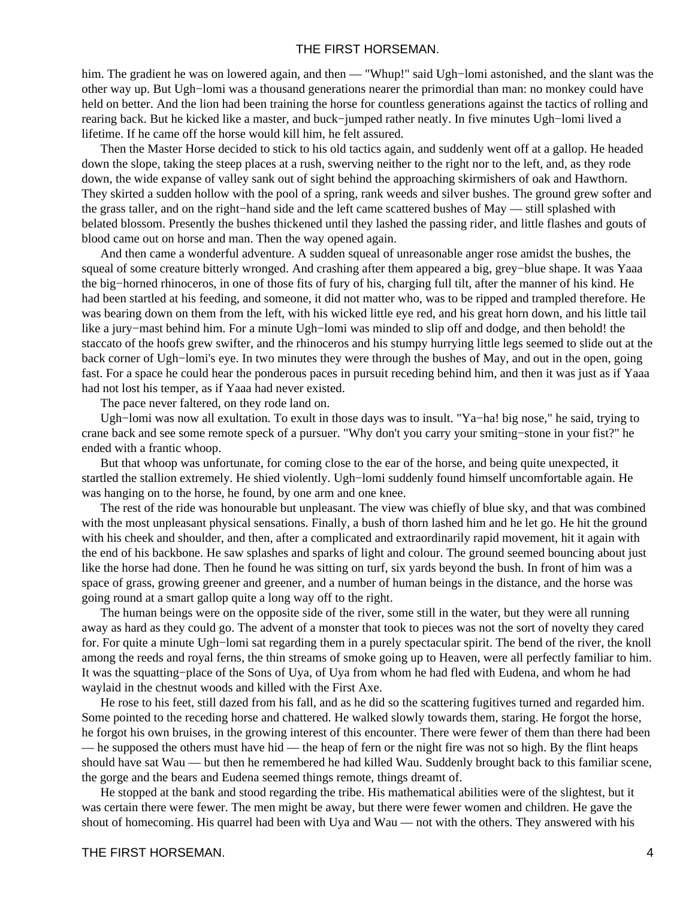him. The gradient he was on lowered again, and then — "Whup!" said Ugh−lomi astonished, and the slant was the other way up. But Ugh−lomi was a thousand generations nearer the primordial than man: no monkey could have held on better. And the lion had been training the horse for countless generations against the tactics of rolling and rearing back. But he kicked like a master, and buck−jumped rather neatly. In five minutes Ugh−lomi lived a lifetime. If he came off the horse would kill him, he felt assured.

Then the Master Horse decided to stick to his old tactics again, and suddenly went off at a gallop. He headed down the slope, taking the steep places at a rush, swerving neither to the right nor to the left, and, as they rode down, the wide expanse of valley sank out of sight behind the approaching skirmishers of oak and Hawthorn. They skirted a sudden hollow with the pool of a spring, rank weeds and silver bushes. The ground grew softer and the grass taller, and on the right−hand side and the left came scattered bushes of May — still splashed with belated blossom. Presently the bushes thickened until they lashed the passing rider, and little flashes and gouts of blood came out on horse and man. Then the way opened again.

And then came a wonderful adventure. A sudden squeal of unreasonable anger rose amidst the bushes, the squeal of some creature bitterly wronged. And crashing after them appeared a big, grey−blue shape. It was Yaaa the big−horned rhinoceros, in one of those fits of fury of his, charging full tilt, after the manner of his kind. He had been startled at his feeding, and someone, it did not matter who, was to be ripped and trampled therefore. He was bearing down on them from the left, with his wicked little eye red, and his great horn down, and his little tail like a jury−mast behind him. For a minute Ugh−lomi was minded to slip off and dodge, and then behold! the staccato of the hoofs grew swifter, and the rhinoceros and his stumpy hurrying little legs seemed to slide out at the back corner of Ugh−lomi's eye. In two minutes they were through the bushes of May, and out in the open, going fast. For a space he could hear the ponderous paces in pursuit receding behind him, and then it was just as if Yaaa had not lost his temper, as if Yaaa had never existed.

The pace never faltered, on they rode land on.

Ugh−lomi was now all exultation. To exult in those days was to insult. "Ya−ha! big nose," he said, trying to crane back and see some remote speck of a pursuer. "Why don't you carry your smiting−stone in your fist?" he ended with a frantic whoop.

But that whoop was unfortunate, for coming close to the ear of the horse, and being quite unexpected, it startled the stallion extremely. He shied violently. Ugh−lomi suddenly found himself uncomfortable again. He was hanging on to the horse, he found, by one arm and one knee.

The rest of the ride was honourable but unpleasant. The view was chiefly of blue sky, and that was combined with the most unpleasant physical sensations. Finally, a bush of thorn lashed him and he let go. He hit the ground with his cheek and shoulder, and then, after a complicated and extraordinarily rapid movement, hit it again with the end of his backbone. He saw splashes and sparks of light and colour. The ground seemed bouncing about just like the horse had done. Then he found he was sitting on turf, six yards beyond the bush. In front of him was a space of grass, growing greener and greener, and a number of human beings in the distance, and the horse was going round at a smart gallop quite a long way off to the right.

The human beings were on the opposite side of the river, some still in the water, but they were all running away as hard as they could go. The advent of a monster that took to pieces was not the sort of novelty they cared for. For quite a minute Ugh−lomi sat regarding them in a purely spectacular spirit. The bend of the river, the knoll among the reeds and royal ferns, the thin streams of smoke going up to Heaven, were all perfectly familiar to him. It was the squatting−place of the Sons of Uya, of Uya from whom he had fled with Eudena, and whom he had waylaid in the chestnut woods and killed with the First Axe.

He rose to his feet, still dazed from his fall, and as he did so the scattering fugitives turned and regarded him. Some pointed to the receding horse and chattered. He walked slowly towards them, staring. He forgot the horse, he forgot his own bruises, in the growing interest of this encounter. There were fewer of them than there had been — he supposed the others must have hid — the heap of fern or the night fire was not so high. By the flint heaps should have sat Wau — but then he remembered he had killed Wau. Suddenly brought back to this familiar scene, the gorge and the bears and Eudena seemed things remote, things dreamt of.

He stopped at the bank and stood regarding the tribe. His mathematical abilities were of the slightest, but it was certain there were fewer. The men might be away, but there were fewer women and children. He gave the shout of homecoming. His quarrel had been with Uya and Wau — not with the others. They answered with his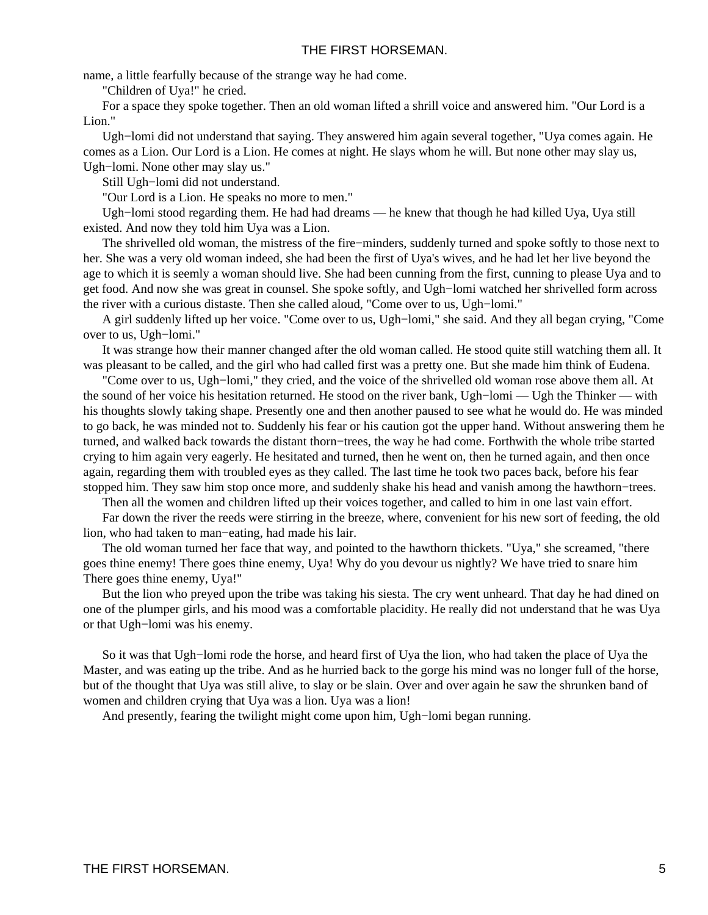name, a little fearfully because of the strange way he had come.

"Children of Uya!" he cried.

For a space they spoke together. Then an old woman lifted a shrill voice and answered him. "Our Lord is a Lion."

Ugh−lomi did not understand that saying. They answered him again several together, "Uya comes again. He comes as a Lion. Our Lord is a Lion. He comes at night. He slays whom he will. But none other may slay us, Ugh−lomi. None other may slay us."

Still Ugh−lomi did not understand.

"Our Lord is a Lion. He speaks no more to men."

Ugh−lomi stood regarding them. He had had dreams — he knew that though he had killed Uya, Uya still existed. And now they told him Uya was a Lion.

The shrivelled old woman, the mistress of the fire−minders, suddenly turned and spoke softly to those next to her. She was a very old woman indeed, she had been the first of Uya's wives, and he had let her live beyond the age to which it is seemly a woman should live. She had been cunning from the first, cunning to please Uya and to get food. And now she was great in counsel. She spoke softly, and Ugh−lomi watched her shrivelled form across the river with a curious distaste. Then she called aloud, "Come over to us, Ugh−lomi."

A girl suddenly lifted up her voice. "Come over to us, Ugh−lomi," she said. And they all began crying, "Come over to us, Ugh−lomi."

It was strange how their manner changed after the old woman called. He stood quite still watching them all. It was pleasant to be called, and the girl who had called first was a pretty one. But she made him think of Eudena.

"Come over to us, Ugh−lomi," they cried, and the voice of the shrivelled old woman rose above them all. At the sound of her voice his hesitation returned. He stood on the river bank, Ugh−lomi — Ugh the Thinker — with his thoughts slowly taking shape. Presently one and then another paused to see what he would do. He was minded to go back, he was minded not to. Suddenly his fear or his caution got the upper hand. Without answering them he turned, and walked back towards the distant thorn−trees, the way he had come. Forthwith the whole tribe started crying to him again very eagerly. He hesitated and turned, then he went on, then he turned again, and then once again, regarding them with troubled eyes as they called. The last time he took two paces back, before his fear stopped him. They saw him stop once more, and suddenly shake his head and vanish among the hawthorn−trees.

Then all the women and children lifted up their voices together, and called to him in one last vain effort.

Far down the river the reeds were stirring in the breeze, where, convenient for his new sort of feeding, the old lion, who had taken to man−eating, had made his lair.

The old woman turned her face that way, and pointed to the hawthorn thickets. "Uya," she screamed, "there goes thine enemy! There goes thine enemy, Uya! Why do you devour us nightly? We have tried to snare him There goes thine enemy, Uya!"

But the lion who preyed upon the tribe was taking his siesta. The cry went unheard. That day he had dined on one of the plumper girls, and his mood was a comfortable placidity. He really did not understand that he was Uya or that Ugh−lomi was his enemy.

So it was that Ugh−lomi rode the horse, and heard first of Uya the lion, who had taken the place of Uya the Master, and was eating up the tribe. And as he hurried back to the gorge his mind was no longer full of the horse, but of the thought that Uya was still alive, to slay or be slain. Over and over again he saw the shrunken band of women and children crying that Uya was a lion. Uya was a lion!

And presently, fearing the twilight might come upon him, Ugh−lomi began running.